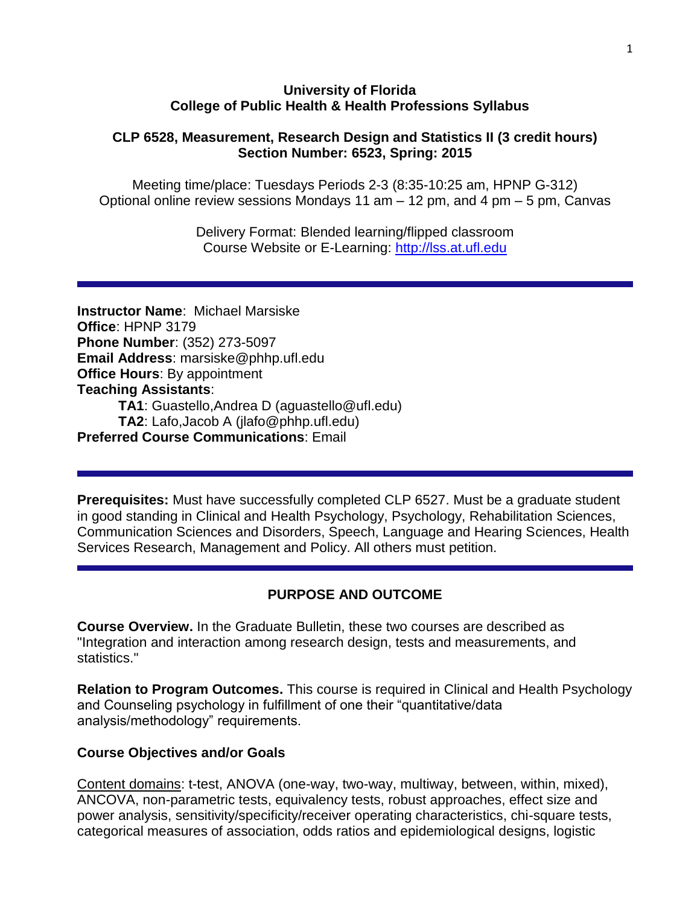**University of Florida**
**College of Public Health & Health Professions Syllabus**

**CLP 6528, Measurement, Research Design and Statistics II (3 credit hours)**
**Section Number: 6523, Spring: 2015**

Meeting time/place: Tuesdays Periods 2-3 (8:35-10:25 am, HPNP G-312)
Optional online review sessions Mondays 11 am – 12 pm, and 4 pm – 5 pm, Canvas

Delivery Format: Blended learning/flipped classroom
Course Website or E-Learning: [http://lss.at.ufl.edu](http://lss.at.ufl.edu)

---

**Instructor Name**: Michael Marsiske
**Office**: HPNP 3179
**Phone Number**: (352) 273-5097
**Email Address**: marsiske@phhp.ufl.edu
**Office Hours**: By appointment
**Teaching Assistants**:
  **TA1**: Guastello,Andrea D (aguastello@ufl.edu)
  **TA2**: Lafo,Jacob A (jlafo@phhp.ufl.edu)
**Preferred Course Communications**: Email

---

**Prerequisites:** Must have successfully completed CLP 6527. Must be a graduate student in good standing in Clinical and Health Psychology, Psychology, Rehabilitation Sciences, Communication Sciences and Disorders, Speech, Language and Hearing Sciences, Health Services Research, Management and Policy. All others must petition.

---

## PURPOSE AND OUTCOME

**Course Overview.** In the Graduate Bulletin, these two courses are described as "Integration and interaction among research design, tests and measurements, and statistics."

**Relation to Program Outcomes.** This course is required in Clinical and Health Psychology and Counseling psychology in fulfillment of one their "quantitative/data analysis/methodology" requirements.

### Course Objectives and/or Goals

Content domains: t-test, ANOVA (one-way, two-way, multiway, between, within, mixed), ANCOVA, non-parametric tests, equivalency tests, robust approaches, effect size and power analysis, sensitivity/specificity/receiver operating characteristics, chi-square tests, categorical measures of association, odds ratios and epidemiological designs, logistic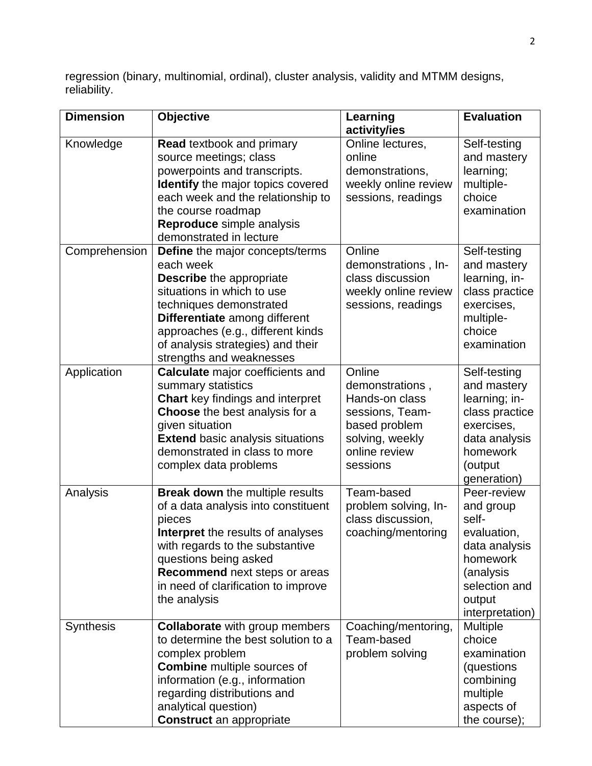regression (binary, multinomial, ordinal), cluster analysis, validity and MTMM designs, reliability.

| Dimension | Objective | Learning activity/ies | Evaluation |
|---|---|---|---|
| Knowledge | **Read** textbook and primary source meetings; class powerpoints and transcripts. **Identify** the major topics covered each week and the relationship to the course roadmap **Reproduce** simple analysis demonstrated in lecture | Online lectures, online demonstrations, weekly online review sessions, readings | Self-testing and mastery learning; multiple-choice examination |
| Comprehension | **Define** the major concepts/terms each week **Describe** the appropriate situations in which to use techniques demonstrated **Differentiate** among different approaches (e.g., different kinds of analysis strategies) and their strengths and weaknesses | Online demonstrations , In-class discussion weekly online review sessions, readings | Self-testing and mastery learning, in-class practice exercises, multiple-choice examination |
| Application | **Calculate** major coefficients and summary statistics **Chart** key findings and interpret **Choose** the best analysis for a given situation **Extend** basic analysis situations demonstrated in class to more complex data problems | Online demonstrations , Hands-on class sessions, Team-based problem solving, weekly online review sessions | Self-testing and mastery learning; in-class practice exercises, data analysis homework (output generation) |
| Analysis | **Break down** the multiple results of a data analysis into constituent pieces **Interpret** the results of analyses with regards to the substantive questions being asked **Recommend** next steps or areas in need of clarification to improve the analysis | Team-based problem solving, In-class discussion, coaching/mentoring | Peer-review and group self-evaluation, data analysis homework (analysis selection and output interpretation) |
| Synthesis | **Collaborate** with group members to determine the best solution to a complex problem **Combine** multiple sources of information (e.g., information regarding distributions and analytical question) **Construct** an appropriate | Coaching/mentoring, Team-based problem solving | Multiple choice examination (questions combining multiple aspects of the course); |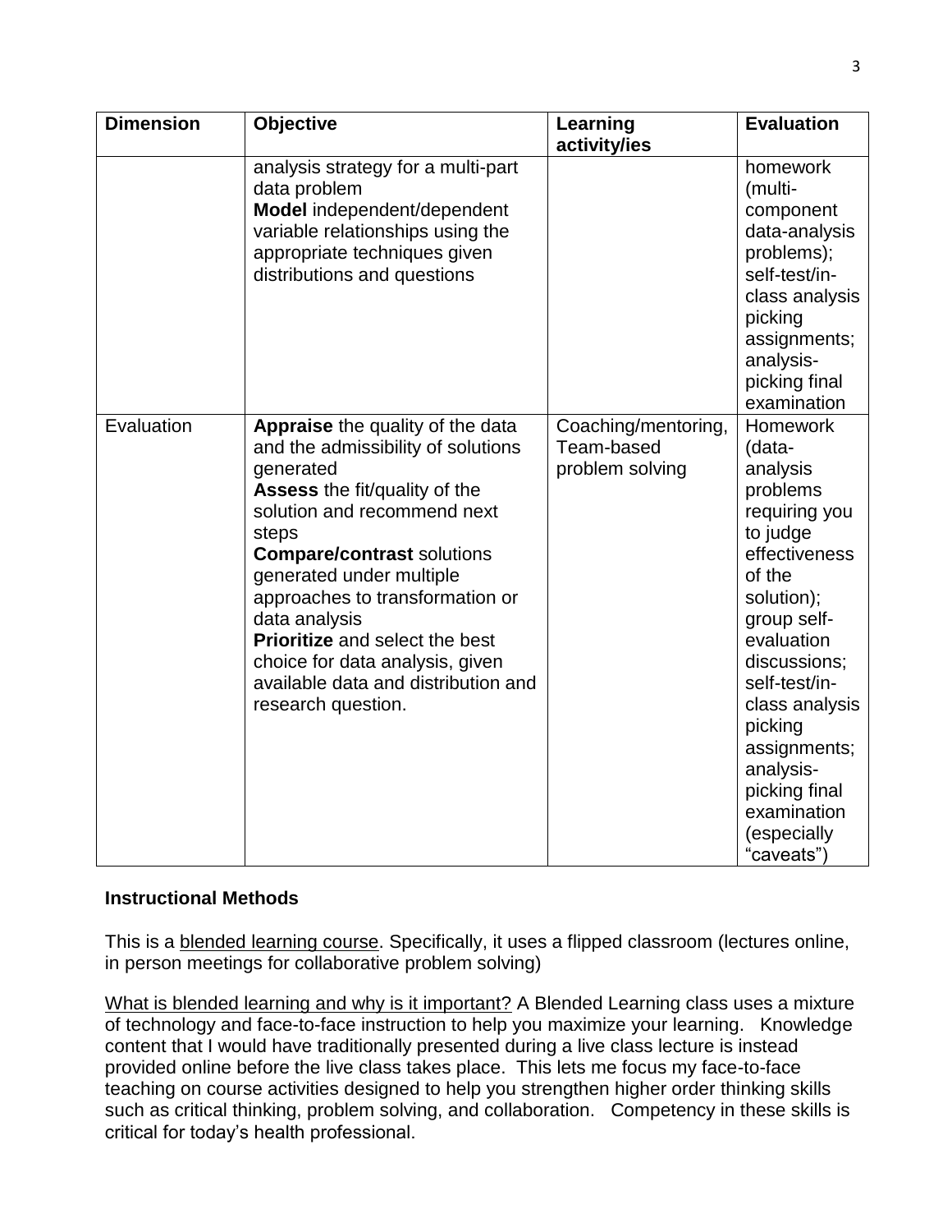| Dimension | Objective | Learning activity/ies | Evaluation |
|---|---|---|---|
| | analysis strategy for a multi-part data problem<br>**Model** independent/dependent variable relationships using the appropriate techniques given distributions and questions | | homework (multi-component data-analysis problems); self-test/in-class analysis picking assignments; analysis-picking final examination |
| Evaluation | **Appraise** the quality of the data and the admissibility of solutions generated<br>**Assess** the fit/quality of the solution and recommend next steps<br>**Compare/contrast** solutions generated under multiple approaches to transformation or data analysis<br>**Prioritize** and select the best choice for data analysis, given available data and distribution and research question. | Coaching/mentoring, Team-based problem solving | Homework (data-analysis problems requiring you to judge effectiveness of the solution); group self-evaluation discussions; self-test/in-class analysis picking assignments; analysis-picking final examination (especially "caveats") |

### Instructional Methods

This is a blended learning course. Specifically, it uses a flipped classroom (lectures online, in person meetings for collaborative problem solving)

What is blended learning and why is it important? A Blended Learning class uses a mixture of technology and face-to-face instruction to help you maximize your learning. Knowledge content that I would have traditionally presented during a live class lecture is instead provided online before the live class takes place. This lets me focus my face-to-face teaching on course activities designed to help you strengthen higher order thinking skills such as critical thinking, problem solving, and collaboration. Competency in these skills is critical for today's health professional.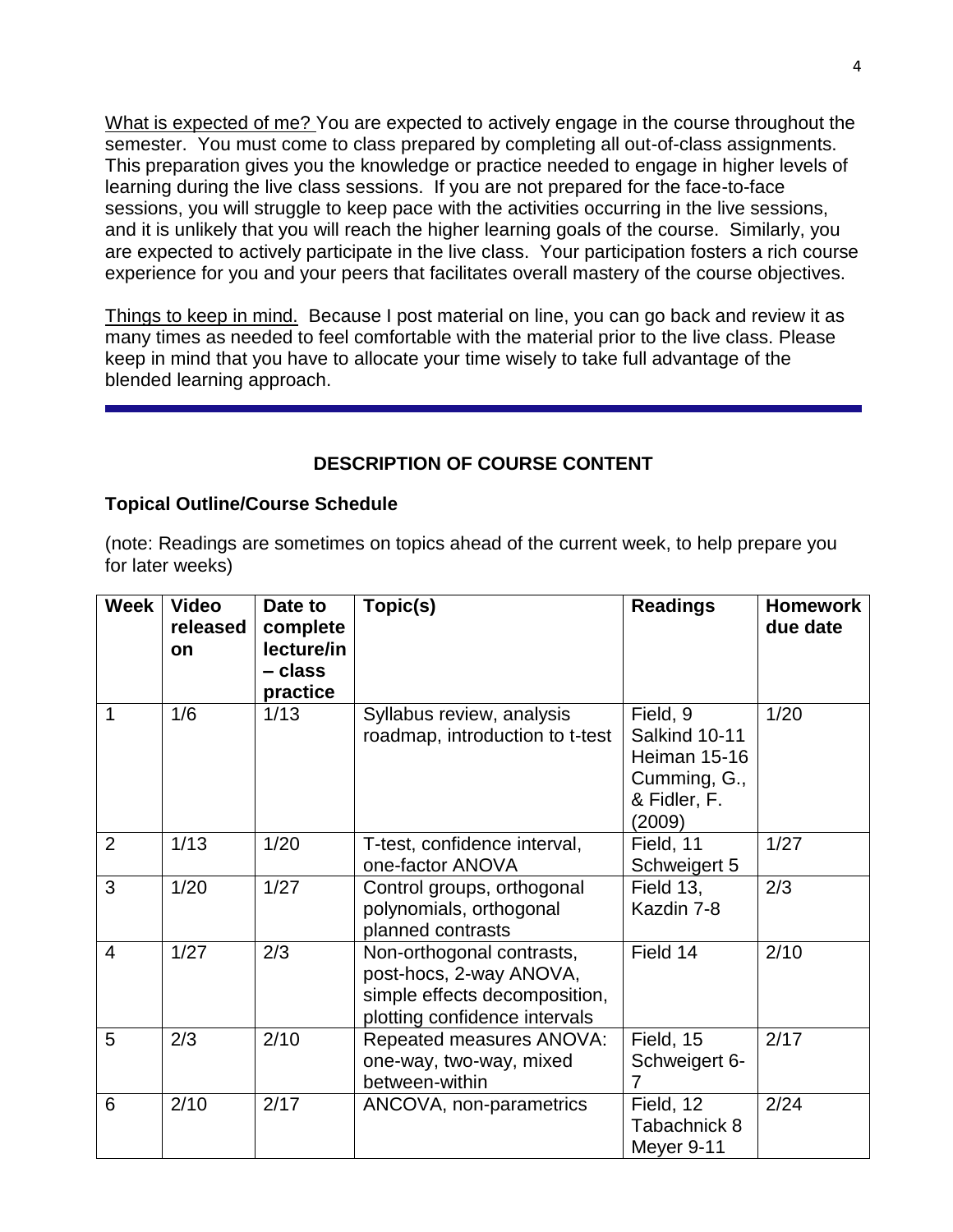What is expected of me? You are expected to actively engage in the course throughout the semester. You must come to class prepared by completing all out-of-class assignments. This preparation gives you the knowledge or practice needed to engage in higher levels of learning during the live class sessions. If you are not prepared for the face-to-face sessions, you will struggle to keep pace with the activities occurring in the live sessions, and it is unlikely that you will reach the higher learning goals of the course. Similarly, you are expected to actively participate in the live class. Your participation fosters a rich course experience for you and your peers that facilitates overall mastery of the course objectives.

Things to keep in mind. Because I post material on line, you can go back and review it as many times as needed to feel comfortable with the material prior to the live class. Please keep in mind that you have to allocate your time wisely to take full advantage of the blended learning approach.

---

## DESCRIPTION OF COURSE CONTENT

### Topical Outline/Course Schedule

(note: Readings are sometimes on topics ahead of the current week, to help prepare you for later weeks)

| Week | Video released on | Date to complete lecture/in – class practice | Topic(s) | Readings | Homework due date |
|---|---|---|---|---|---|
| 1 | 1/6 | 1/13 | Syllabus review, analysis roadmap, introduction to t-test | Field, 9<br>Salkind 10-11<br>Heiman 15-16<br>Cumming, G., & Fidler, F. (2009) | 1/20 |
| 2 | 1/13 | 1/20 | T-test, confidence interval, one-factor ANOVA | Field, 11<br>Schweigert 5 | 1/27 |
| 3 | 1/20 | 1/27 | Control groups, orthogonal polynomials, orthogonal planned contrasts | Field 13,<br>Kazdin 7-8 | 2/3 |
| 4 | 1/27 | 2/3 | Non-orthogonal contrasts, post-hocs, 2-way ANOVA, simple effects decomposition, plotting confidence intervals | Field 14 | 2/10 |
| 5 | 2/3 | 2/10 | Repeated measures ANOVA: one-way, two-way, mixed between-within | Field, 15<br>Schweigert 6-7 | 2/17 |
| 6 | 2/10 | 2/17 | ANCOVA, non-parametrics | Field, 12<br>Tabachnick 8<br>Meyer 9-11 | 2/24 |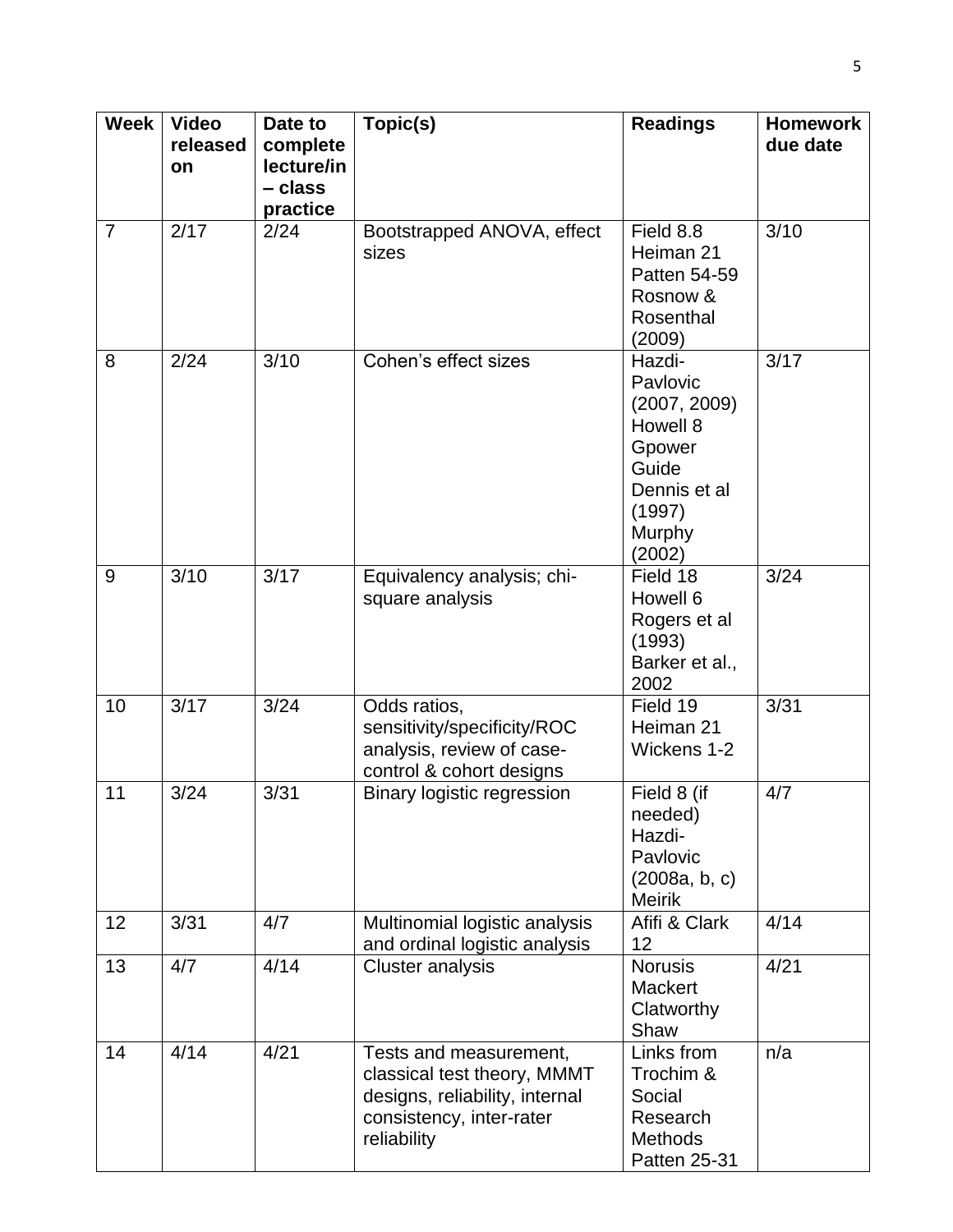| Week | Video released on | Date to complete lecture/in – class practice | Topic(s) | Readings | Homework due date |
|---|---|---|---|---|---|
| 7 | 2/17 | 2/24 | Bootstrapped ANOVA, effect sizes | Field 8.8 Heiman 21 Patten 54-59 Rosnow & Rosenthal (2009) | 3/10 |
| 8 | 2/24 | 3/10 | Cohen's effect sizes | Hazdi-Pavlovic (2007, 2009) Howell 8 Gpower Guide Dennis et al (1997) Murphy (2002) | 3/17 |
| 9 | 3/10 | 3/17 | Equivalency analysis; chi-square analysis | Field 18 Howell 6 Rogers et al (1993) Barker et al., 2002 | 3/24 |
| 10 | 3/17 | 3/24 | Odds ratios, sensitivity/specificity/ROC analysis, review of case-control & cohort designs | Field 19 Heiman 21 Wickens 1-2 | 3/31 |
| 11 | 3/24 | 3/31 | Binary logistic regression | Field 8 (if needed) Hazdi-Pavlovic (2008a, b, c) Meirik | 4/7 |
| 12 | 3/31 | 4/7 | Multinomial logistic analysis and ordinal logistic analysis | Afifi & Clark 12 | 4/14 |
| 13 | 4/7 | 4/14 | Cluster analysis | Norusis Mackert Clatworthy Shaw | 4/21 |
| 14 | 4/14 | 4/21 | Tests and measurement, classical test theory, MMMT designs, reliability, internal consistency, inter-rater reliability | Links from Trochim & Social Research Methods Patten 25-31 | n/a |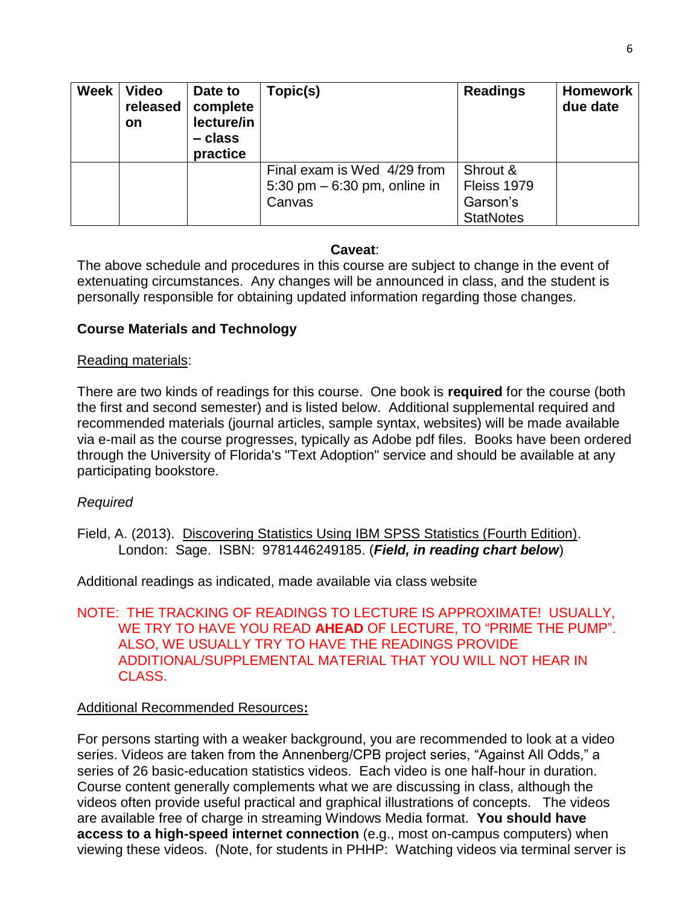| Week | Video released on | Date to complete lecture/in – class practice | Topic(s) | Readings | Homework due date |
|---|---|---|---|---|---|
| | | | Final exam is Wed 4/29 from 5:30 pm – 6:30 pm, online in Canvas | Shrout & Fleiss 1979 Garson's StatNotes | |

**Caveat**:

The above schedule and procedures in this course are subject to change in the event of extenuating circumstances. Any changes will be announced in class, and the student is personally responsible for obtaining updated information regarding those changes.

**Course Materials and Technology**

Reading materials:

There are two kinds of readings for this course. One book is **required** for the course (both the first and second semester) and is listed below. Additional supplemental required and recommended materials (journal articles, sample syntax, websites) will be made available via e-mail as the course progresses, typically as Adobe pdf files. Books have been ordered through the University of Florida's "Text Adoption" service and should be available at any participating bookstore.

*Required*

Field, A. (2013). Discovering Statistics Using IBM SPSS Statistics (Fourth Edition). London: Sage. ISBN: 9781446249185. (***Field, in reading chart below***)

Additional readings as indicated, made available via class website

NOTE: THE TRACKING OF READINGS TO LECTURE IS APPROXIMATE! USUALLY, WE TRY TO HAVE YOU READ **AHEAD** OF LECTURE, TO "PRIME THE PUMP". ALSO, WE USUALLY TRY TO HAVE THE READINGS PROVIDE ADDITIONAL/SUPPLEMENTAL MATERIAL THAT YOU WILL NOT HEAR IN CLASS.

Additional Recommended Resources**:**

For persons starting with a weaker background, you are recommended to look at a video series. Videos are taken from the Annenberg/CPB project series, "Against All Odds," a series of 26 basic-education statistics videos. Each video is one half-hour in duration. Course content generally complements what we are discussing in class, although the videos often provide useful practical and graphical illustrations of concepts. The videos are available free of charge in streaming Windows Media format. **You should have access to a high-speed internet connection** (e.g., most on-campus computers) when viewing these videos. (Note, for students in PHHP: Watching videos via terminal server is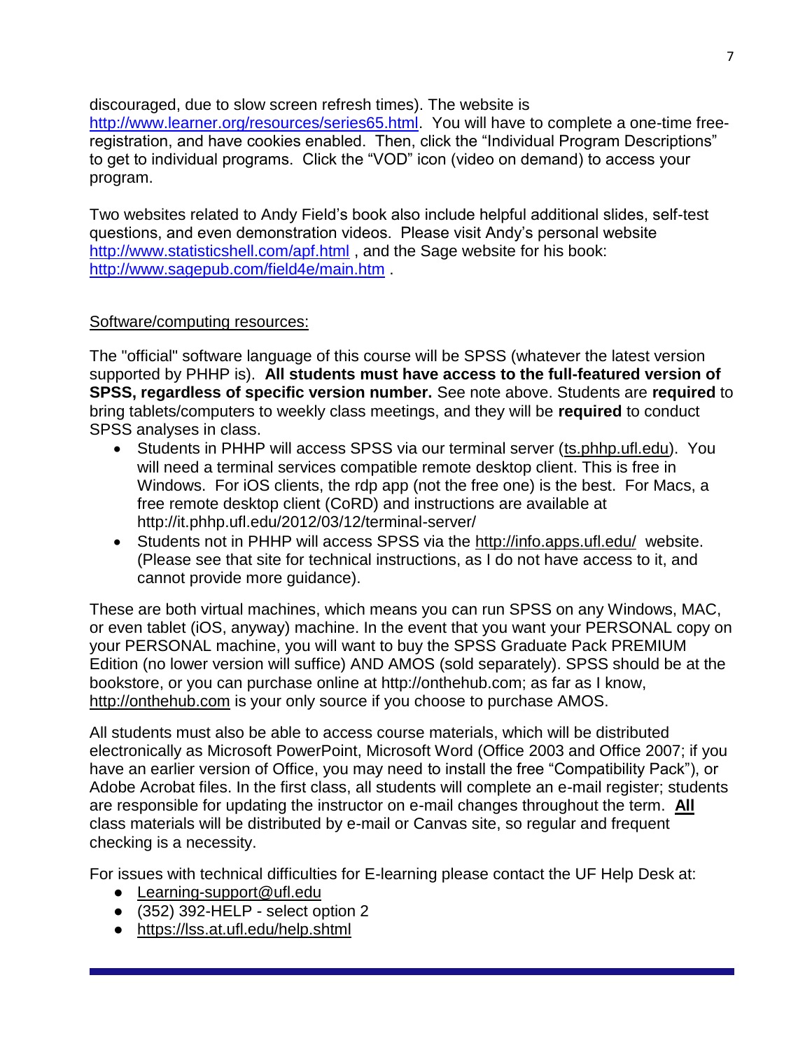discouraged, due to slow screen refresh times). The website is http://www.learner.org/resources/series65.html. You will have to complete a one-time free-registration, and have cookies enabled. Then, click the "Individual Program Descriptions" to get to individual programs. Click the "VOD" icon (video on demand) to access your program.

Two websites related to Andy Field's book also include helpful additional slides, self-test questions, and even demonstration videos. Please visit Andy's personal website http://www.statisticshell.com/apf.html , and the Sage website for his book: http://www.sagepub.com/field4e/main.htm .

Software/computing resources:

The "official" software language of this course will be SPSS (whatever the latest version supported by PHHP is). **All students must have access to the full-featured version of SPSS, regardless of specific version number.** See note above. Students are **required** to bring tablets/computers to weekly class meetings, and they will be **required** to conduct SPSS analyses in class.

- Students in PHHP will access SPSS via our terminal server (ts.phhp.ufl.edu). You will need a terminal services compatible remote desktop client. This is free in Windows. For iOS clients, the rdp app (not the free one) is the best. For Macs, a free remote desktop client (CoRD) and instructions are available at http://it.phhp.ufl.edu/2012/03/12/terminal-server/
- Students not in PHHP will access SPSS via the http://info.apps.ufl.edu/ website. (Please see that site for technical instructions, as I do not have access to it, and cannot provide more guidance).

These are both virtual machines, which means you can run SPSS on any Windows, MAC, or even tablet (iOS, anyway) machine. In the event that you want your PERSONAL copy on your PERSONAL machine, you will want to buy the SPSS Graduate Pack PREMIUM Edition (no lower version will suffice) AND AMOS (sold separately). SPSS should be at the bookstore, or you can purchase online at http://onthehub.com; as far as I know, http://onthehub.com is your only source if you choose to purchase AMOS.

All students must also be able to access course materials, which will be distributed electronically as Microsoft PowerPoint, Microsoft Word (Office 2003 and Office 2007; if you have an earlier version of Office, you may need to install the free "Compatibility Pack"), or Adobe Acrobat files. In the first class, all students will complete an e-mail register; students are responsible for updating the instructor on e-mail changes throughout the term. **All** class materials will be distributed by e-mail or Canvas site, so regular and frequent checking is a necessity.

For issues with technical difficulties for E-learning please contact the UF Help Desk at:

- Learning-support@ufl.edu
- (352) 392-HELP - select option 2
- https://lss.at.ufl.edu/help.shtml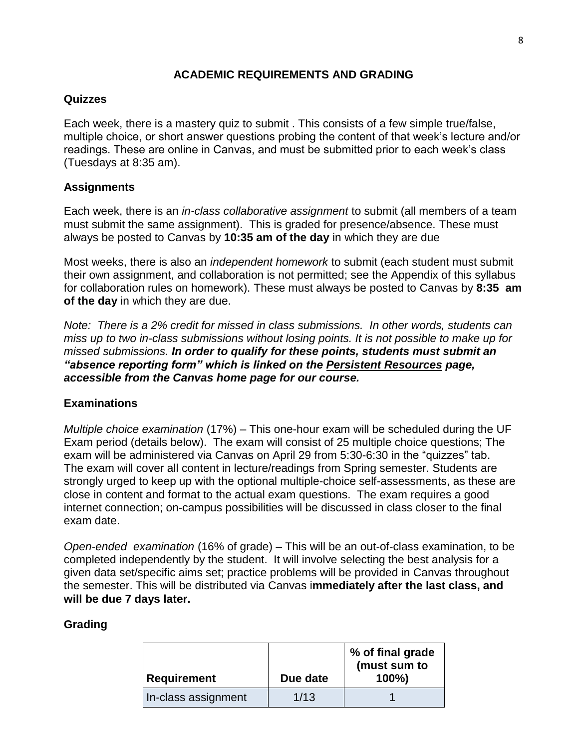## ACADEMIC REQUIREMENTS AND GRADING

### Quizzes

Each week, there is a mastery quiz to submit . This consists of a few simple true/false, multiple choice, or short answer questions probing the content of that week's lecture and/or readings. These are online in Canvas, and must be submitted prior to each week's class (Tuesdays at 8:35 am).

### Assignments

Each week, there is an *in-class collaborative assignment* to submit (all members of a team must submit the same assignment). This is graded for presence/absence. These must always be posted to Canvas by **10:35 am of the day** in which they are due

Most weeks, there is also an *independent homework* to submit (each student must submit their own assignment, and collaboration is not permitted; see the Appendix of this syllabus for collaboration rules on homework). These must always be posted to Canvas by **8:35 am of the day** in which they are due.

*Note: There is a 2% credit for missed in class submissions. In other words, students can miss up to two in-class submissions without losing points. It is not possible to make up for missed submissions.* ***In order to qualify for these points, students must submit an "absence reporting form" which is linked on the Persistent Resources page, accessible from the Canvas home page for our course.***

### Examinations

*Multiple choice examination* (17%) – This one-hour exam will be scheduled during the UF Exam period (details below). The exam will consist of 25 multiple choice questions; The exam will be administered via Canvas on April 29 from 5:30-6:30 in the "quizzes" tab. The exam will cover all content in lecture/readings from Spring semester. Students are strongly urged to keep up with the optional multiple-choice self-assessments, as these are close in content and format to the actual exam questions. The exam requires a good internet connection; on-campus possibilities will be discussed in class closer to the final exam date.

*Open-ended examination* (16% of grade) – This will be an out-of-class examination, to be completed independently by the student. It will involve selecting the best analysis for a given data set/specific aims set; practice problems will be provided in Canvas throughout the semester. This will be distributed via Canvas i**mmediately after the last class, and will be due 7 days later.**

### Grading

| Requirement | Due date | % of final grade (must sum to 100%) |
|---|---|---|
| In-class assignment | 1/13 | 1 |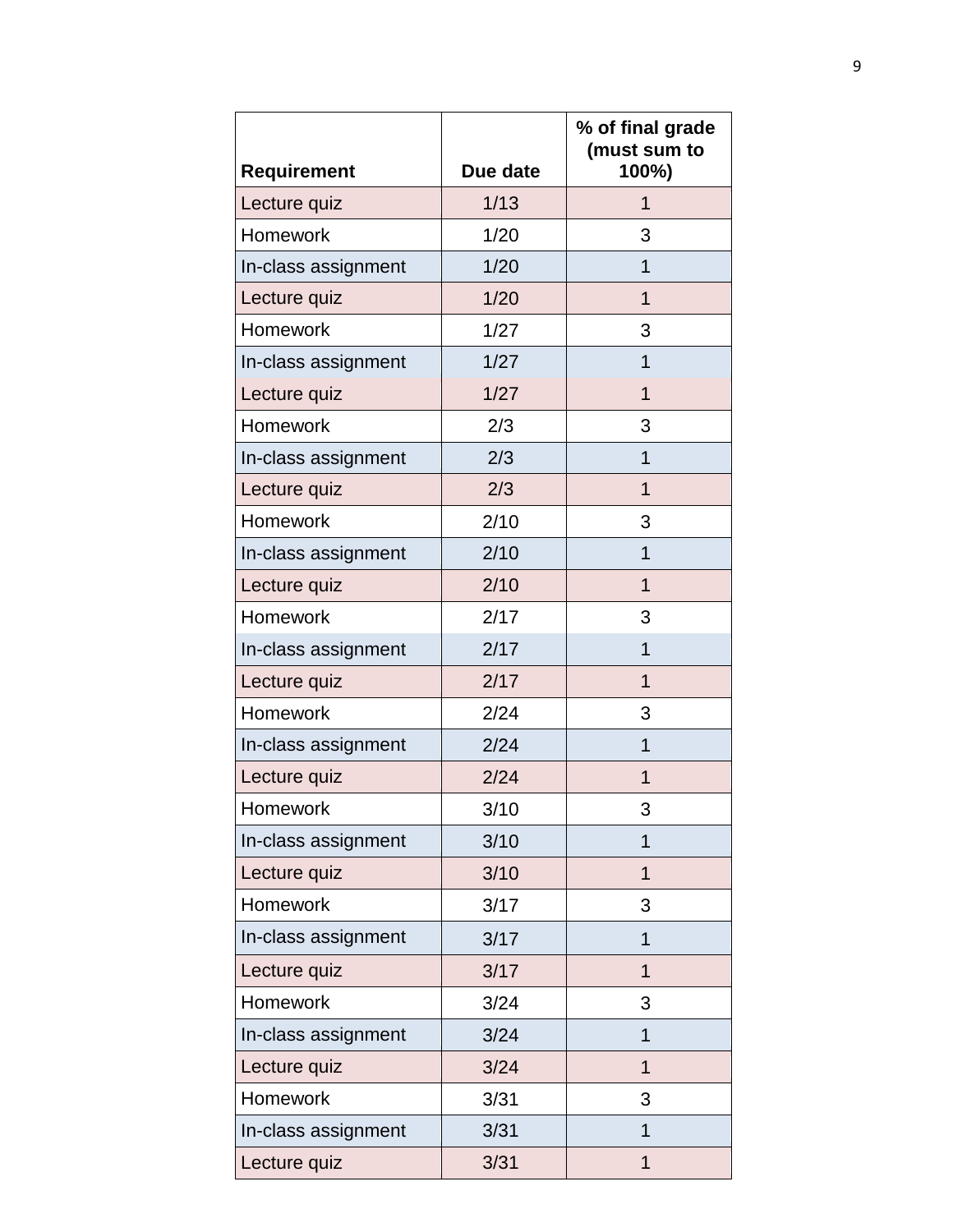| Requirement | Due date | % of final grade (must sum to 100%) |
|---|---|---|
| Lecture quiz | 1/13 | 1 |
| Homework | 1/20 | 3 |
| In-class assignment | 1/20 | 1 |
| Lecture quiz | 1/20 | 1 |
| Homework | 1/27 | 3 |
| In-class assignment | 1/27 | 1 |
| Lecture quiz | 1/27 | 1 |
| Homework | 2/3 | 3 |
| In-class assignment | 2/3 | 1 |
| Lecture quiz | 2/3 | 1 |
| Homework | 2/10 | 3 |
| In-class assignment | 2/10 | 1 |
| Lecture quiz | 2/10 | 1 |
| Homework | 2/17 | 3 |
| In-class assignment | 2/17 | 1 |
| Lecture quiz | 2/17 | 1 |
| Homework | 2/24 | 3 |
| In-class assignment | 2/24 | 1 |
| Lecture quiz | 2/24 | 1 |
| Homework | 3/10 | 3 |
| In-class assignment | 3/10 | 1 |
| Lecture quiz | 3/10 | 1 |
| Homework | 3/17 | 3 |
| In-class assignment | 3/17 | 1 |
| Lecture quiz | 3/17 | 1 |
| Homework | 3/24 | 3 |
| In-class assignment | 3/24 | 1 |
| Lecture quiz | 3/24 | 1 |
| Homework | 3/31 | 3 |
| In-class assignment | 3/31 | 1 |
| Lecture quiz | 3/31 | 1 |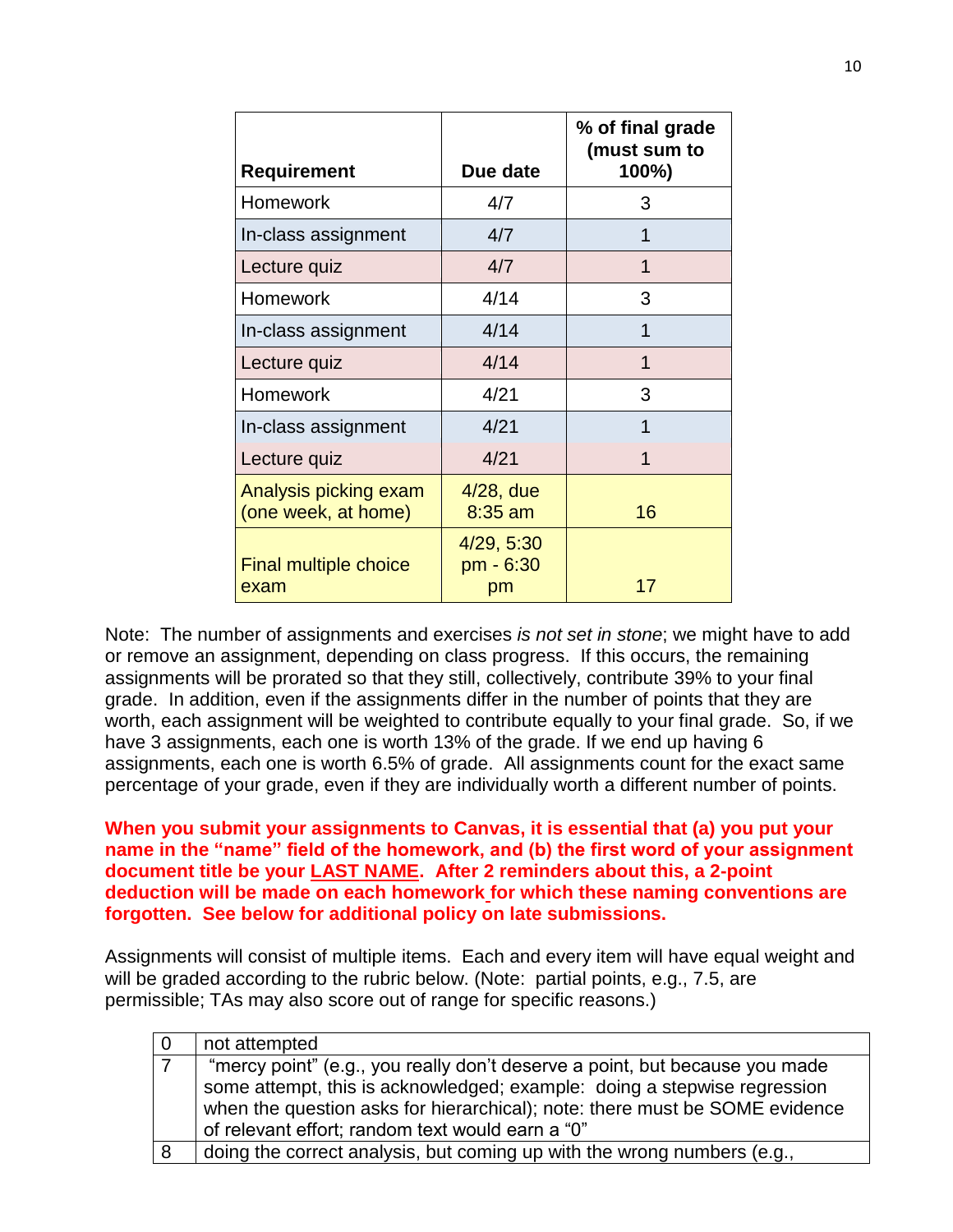| Requirement | Due date | % of final grade (must sum to 100%) |
|---|---|---|
| Homework | 4/7 | 3 |
| In-class assignment | 4/7 | 1 |
| Lecture quiz | 4/7 | 1 |
| Homework | 4/14 | 3 |
| In-class assignment | 4/14 | 1 |
| Lecture quiz | 4/14 | 1 |
| Homework | 4/21 | 3 |
| In-class assignment | 4/21 | 1 |
| Lecture quiz | 4/21 | 1 |
| Analysis picking exam (one week, at home) | 4/28, due 8:35 am | 16 |
| Final multiple choice exam | 4/29, 5:30 pm - 6:30 pm | 17 |

Note: The number of assignments and exercises *is not set in stone*; we might have to add or remove an assignment, depending on class progress. If this occurs, the remaining assignments will be prorated so that they still, collectively, contribute 39% to your final grade. In addition, even if the assignments differ in the number of points that they are worth, each assignment will be weighted to contribute equally to your final grade. So, if we have 3 assignments, each one is worth 13% of the grade. If we end up having 6 assignments, each one is worth 6.5% of grade. All assignments count for the exact same percentage of your grade, even if they are individually worth a different number of points.

**When you submit your assignments to Canvas, it is essential that (a) you put your name in the "name" field of the homework, and (b) the first word of your assignment document title be your <u>LAST NAME</u>. After 2 reminders about this, a 2-point deduction will be made on each homework for which these naming conventions are forgotten. See below for additional policy on late submissions.**

Assignments will consist of multiple items. Each and every item will have equal weight and will be graded according to the rubric below. (Note: partial points, e.g., 7.5, are permissible; TAs may also score out of range for specific reasons.)

| | |
|---|---|
| 0 | not attempted |
| 7 | "mercy point" (e.g., you really don't deserve a point, but because you made some attempt, this is acknowledged; example: doing a stepwise regression when the question asks for hierarchical); note: there must be SOME evidence of relevant effort; random text would earn a "0" |
| 8 | doing the correct analysis, but coming up with the wrong numbers (e.g., |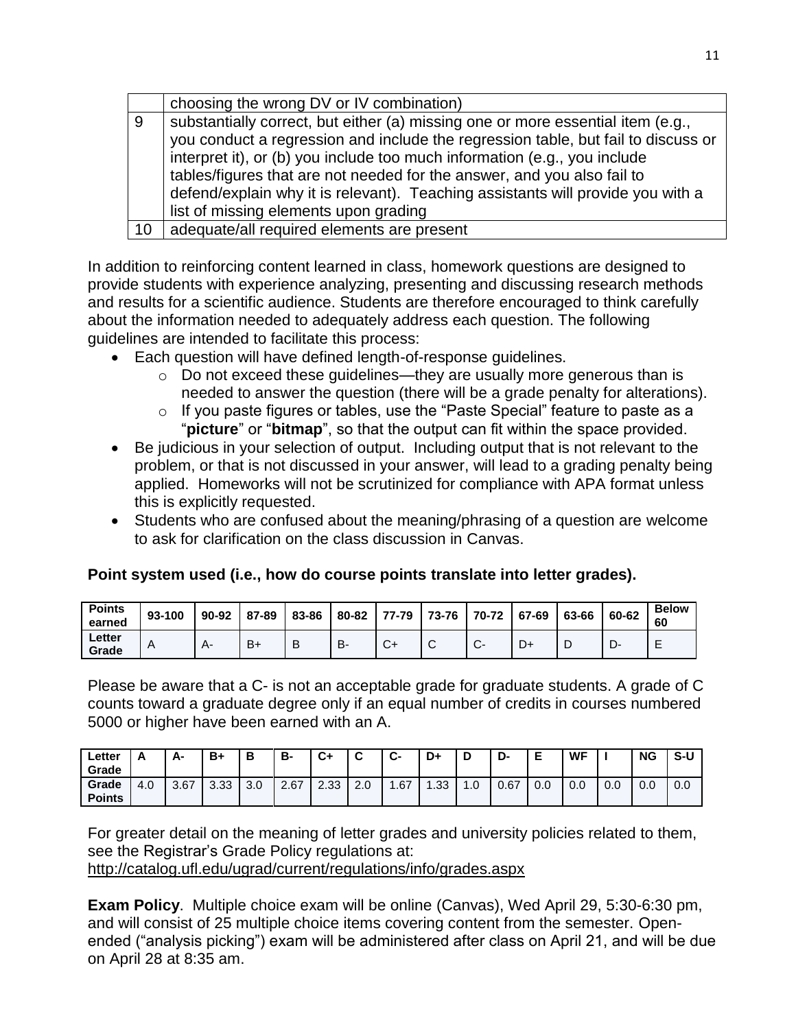|    |    |
|---|---|
|  | choosing the wrong DV or IV combination) |
| 9 | substantially correct, but either (a) missing one or more essential item (e.g., you conduct a regression and include the regression table, but fail to discuss or interpret it), or (b) you include too much information (e.g., you include tables/figures that are not needed for the answer, and you also fail to defend/explain why it is relevant). Teaching assistants will provide you with a list of missing elements upon grading |
| 10 | adequate/all required elements are present |

In addition to reinforcing content learned in class, homework questions are designed to provide students with experience analyzing, presenting and discussing research methods and results for a scientific audience. Students are therefore encouraged to think carefully about the information needed to adequately address each question. The following guidelines are intended to facilitate this process:

- Each question will have defined length-of-response guidelines.
  - Do not exceed these guidelines—they are usually more generous than is needed to answer the question (there will be a grade penalty for alterations).
  - If you paste figures or tables, use the "Paste Special" feature to paste as a "**picture**" or "**bitmap**", so that the output can fit within the space provided.
- Be judicious in your selection of output. Including output that is not relevant to the problem, or that is not discussed in your answer, will lead to a grading penalty being applied. Homeworks will not be scrutinized for compliance with APA format unless this is explicitly requested.
- Students who are confused about the meaning/phrasing of a question are welcome to ask for clarification on the class discussion in Canvas.

**Point system used (i.e., how do course points translate into letter grades).**

| **Points earned** | 93-100 | 90-92 | 87-89 | 83-86 | 80-82 | 77-79 | 73-76 | 70-72 | 67-69 | 63-66 | 60-62 | **Below 60** |
|---|---|---|---|---|---|---|---|---|---|---|---|---|
| **Letter Grade** | A | A- | B+ | B | B- | C+ | C | C- | D+ | D | D- | E |

Please be aware that a C- is not an acceptable grade for graduate students. A grade of C counts toward a graduate degree only if an equal number of credits in courses numbered 5000 or higher have been earned with an A.

| **Letter Grade** | **A** | **A-** | **B+** | **B** | **B-** | **C+** | **C** | **C-** | **D+** | **D** | **D-** | **E** | **WF** | **I** | **NG** | **S-U** |
|---|---|---|---|---|---|---|---|---|---|---|---|---|---|---|---|---|
| **Grade Points** | 4.0 | 3.67 | 3.33 | 3.0 | 2.67 | 2.33 | 2.0 | 1.67 | 1.33 | 1.0 | 0.67 | 0.0 | 0.0 | 0.0 | 0.0 | 0.0 |

For greater detail on the meaning of letter grades and university policies related to them, see the Registrar's Grade Policy regulations at:
http://catalog.ufl.edu/ugrad/current/regulations/info/grades.aspx

**Exam Policy**. Multiple choice exam will be online (Canvas), Wed April 29, 5:30-6:30 pm, and will consist of 25 multiple choice items covering content from the semester. Open-ended ("analysis picking") exam will be administered after class on April 21, and will be due on April 28 at 8:35 am.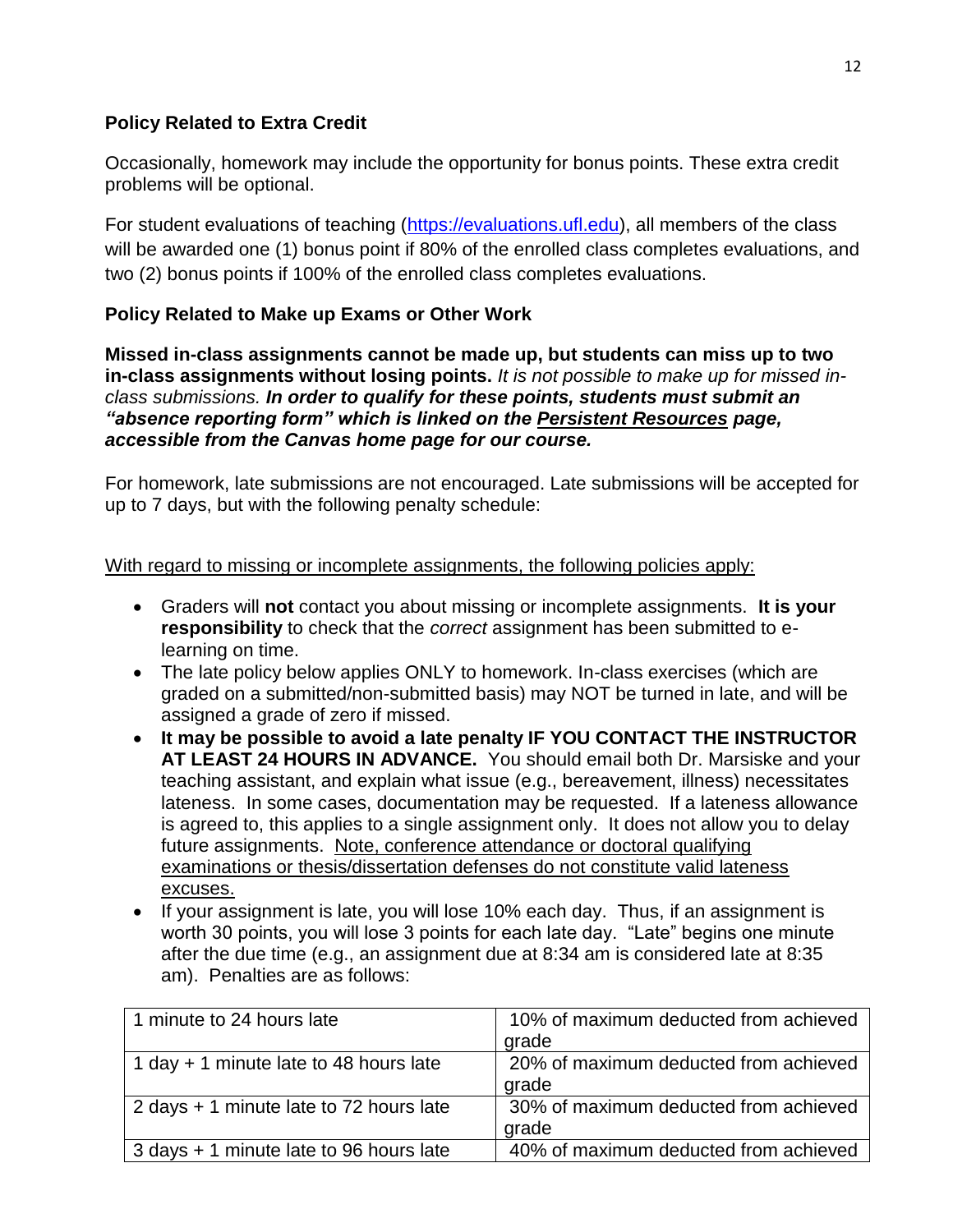### Policy Related to Extra Credit

Occasionally, homework may include the opportunity for bonus points. These extra credit problems will be optional.

For student evaluations of teaching (https://evaluations.ufl.edu), all members of the class will be awarded one (1) bonus point if 80% of the enrolled class completes evaluations, and two (2) bonus points if 100% of the enrolled class completes evaluations.

### Policy Related to Make up Exams or Other Work

**Missed in-class assignments cannot be made up, but students can miss up to two in-class assignments without losing points.** *It is not possible to make up for missed in-class submissions.* ***In order to qualify for these points, students must submit an "absence reporting form" which is linked on the <u>Persistent Resources</u> page, accessible from the Canvas home page for our course.***

For homework, late submissions are not encouraged. Late submissions will be accepted for up to 7 days, but with the following penalty schedule:

<u>With regard to missing or incomplete assignments, the following policies apply:</u>

- Graders will **not** contact you about missing or incomplete assignments. **It is your responsibility** to check that the *correct* assignment has been submitted to e-learning on time.
- The late policy below applies ONLY to homework. In-class exercises (which are graded on a submitted/non-submitted basis) may NOT be turned in late, and will be assigned a grade of zero if missed.
- **It may be possible to avoid a late penalty IF YOU CONTACT THE INSTRUCTOR AT LEAST 24 HOURS IN ADVANCE.** You should email both Dr. Marsiske and your teaching assistant, and explain what issue (e.g., bereavement, illness) necessitates lateness. In some cases, documentation may be requested. If a lateness allowance is agreed to, this applies to a single assignment only. It does not allow you to delay future assignments. <u>Note, conference attendance or doctoral qualifying examinations or thesis/dissertation defenses do not constitute valid lateness excuses.</u>
- If your assignment is late, you will lose 10% each day. Thus, if an assignment is worth 30 points, you will lose 3 points for each late day. "Late" begins one minute after the due time (e.g., an assignment due at 8:34 am is considered late at 8:35 am). Penalties are as follows:

| | |
|---|---|
| 1 minute to 24 hours late | 10% of maximum deducted from achieved grade |
| 1 day + 1 minute late to 48 hours late | 20% of maximum deducted from achieved grade |
| 2 days + 1 minute late to 72 hours late | 30% of maximum deducted from achieved grade |
| 3 days + 1 minute late to 96 hours late | 40% of maximum deducted from achieved |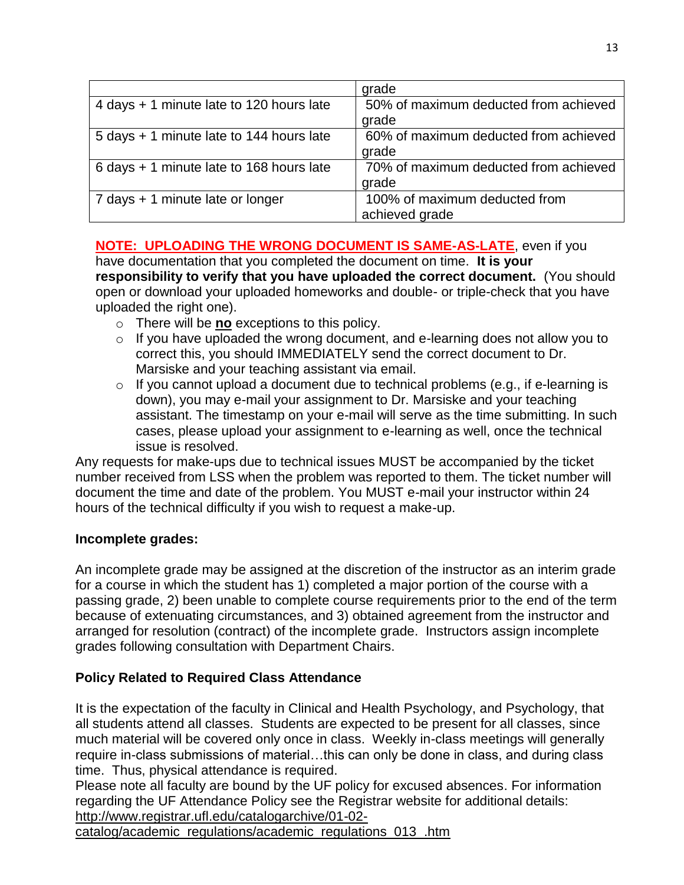| | |
|---|---|
| | grade |
| 4 days + 1 minute late to 120 hours late | 50% of maximum deducted from achieved grade |
| 5 days + 1 minute late to 144 hours late | 60% of maximum deducted from achieved grade |
| 6 days + 1 minute late to 168 hours late | 70% of maximum deducted from achieved grade |
| 7 days + 1 minute late or longer | 100% of maximum deducted from achieved grade |

**NOTE: UPLOADING THE WRONG DOCUMENT IS SAME-AS-LATE**, even if you have documentation that you completed the document on time. **It is your responsibility to verify that you have uploaded the correct document.** (You should open or download your uploaded homeworks and double- or triple-check that you have uploaded the right one).

- There will be **no** exceptions to this policy.
- If you have uploaded the wrong document, and e-learning does not allow you to correct this, you should IMMEDIATELY send the correct document to Dr. Marsiske and your teaching assistant via email.
- If you cannot upload a document due to technical problems (e.g., if e-learning is down), you may e-mail your assignment to Dr. Marsiske and your teaching assistant. The timestamp on your e-mail will serve as the time submitting. In such cases, please upload your assignment to e-learning as well, once the technical issue is resolved.

Any requests for make-ups due to technical issues MUST be accompanied by the ticket number received from LSS when the problem was reported to them. The ticket number will document the time and date of the problem. You MUST e-mail your instructor within 24 hours of the technical difficulty if you wish to request a make-up.

**Incomplete grades:**

An incomplete grade may be assigned at the discretion of the instructor as an interim grade for a course in which the student has 1) completed a major portion of the course with a passing grade, 2) been unable to complete course requirements prior to the end of the term because of extenuating circumstances, and 3) obtained agreement from the instructor and arranged for resolution (contract) of the incomplete grade. Instructors assign incomplete grades following consultation with Department Chairs.

**Policy Related to Required Class Attendance**

It is the expectation of the faculty in Clinical and Health Psychology, and Psychology, that all students attend all classes. Students are expected to be present for all classes, since much material will be covered only once in class. Weekly in-class meetings will generally require in-class submissions of material…this can only be done in class, and during class time. Thus, physical attendance is required.

Please note all faculty are bound by the UF policy for excused absences. For information regarding the UF Attendance Policy see the Registrar website for additional details: http://www.registrar.ufl.edu/catalogarchive/01-02-catalog/academic_regulations/academic_regulations_013_.htm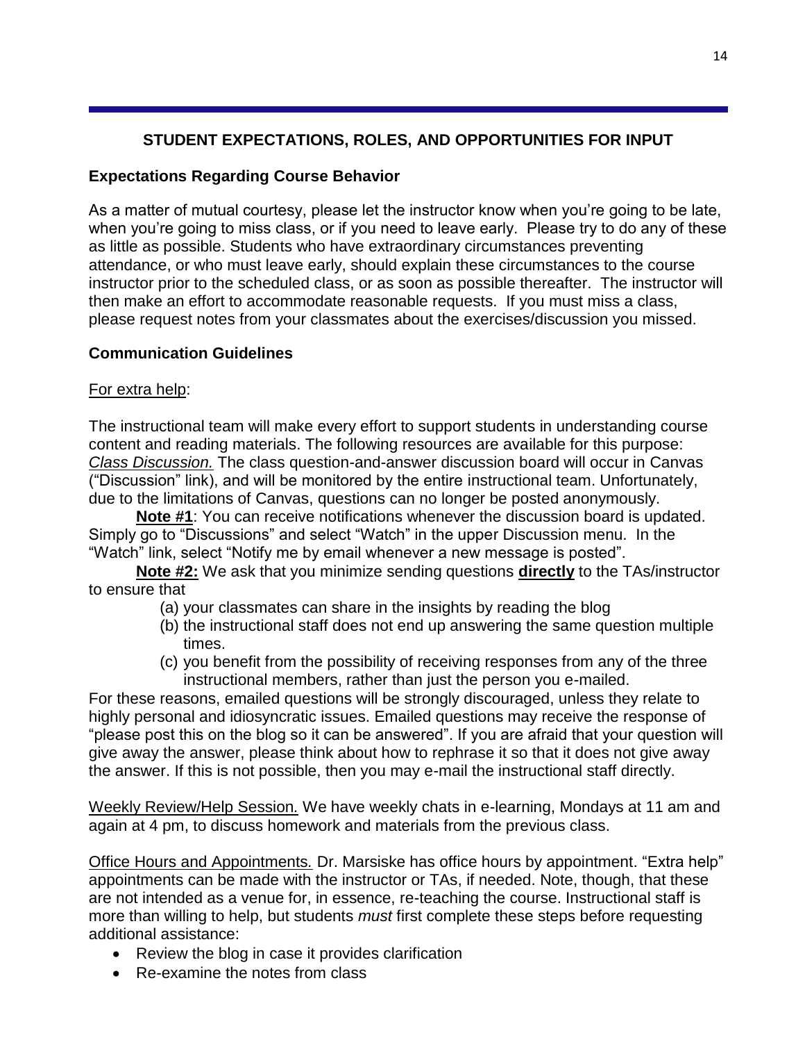## STUDENT EXPECTATIONS, ROLES, AND OPPORTUNITIES FOR INPUT

### Expectations Regarding Course Behavior

As a matter of mutual courtesy, please let the instructor know when you're going to be late, when you're going to miss class, or if you need to leave early. Please try to do any of these as little as possible. Students who have extraordinary circumstances preventing attendance, or who must leave early, should explain these circumstances to the course instructor prior to the scheduled class, or as soon as possible thereafter. The instructor will then make an effort to accommodate reasonable requests. If you must miss a class, please request notes from your classmates about the exercises/discussion you missed.

### Communication Guidelines

<u>For extra help</u>:

The instructional team will make every effort to support students in understanding course content and reading materials. The following resources are available for this purpose:
*<u>Class Discussion.</u>* The class question-and-answer discussion board will occur in Canvas ("Discussion" link), and will be monitored by the entire instructional team. Unfortunately, due to the limitations of Canvas, questions can no longer be posted anonymously.

**<u>Note #1</u>**: You can receive notifications whenever the discussion board is updated. Simply go to "Discussions" and select "Watch" in the upper Discussion menu. In the "Watch" link, select "Notify me by email whenever a new message is posted".

**<u>Note #2:</u>** We ask that you minimize sending questions **<u>directly</u>** to the TAs/instructor to ensure that

(a) your classmates can share in the insights by reading the blog
(b) the instructional staff does not end up answering the same question multiple times.
(c) you benefit from the possibility of receiving responses from any of the three instructional members, rather than just the person you e-mailed.

For these reasons, emailed questions will be strongly discouraged, unless they relate to highly personal and idiosyncratic issues. Emailed questions may receive the response of "please post this on the blog so it can be answered". If you are afraid that your question will give away the answer, please think about how to rephrase it so that it does not give away the answer. If this is not possible, then you may e-mail the instructional staff directly.

<u>Weekly Review/Help Session.</u> We have weekly chats in e-learning, Mondays at 11 am and again at 4 pm, to discuss homework and materials from the previous class.

<u>Office Hours and Appointments.</u> Dr. Marsiske has office hours by appointment. "Extra help" appointments can be made with the instructor or TAs, if needed. Note, though, that these are not intended as a venue for, in essence, re-teaching the course. Instructional staff is more than willing to help, but students *must* first complete these steps before requesting additional assistance:

- Review the blog in case it provides clarification
- Re-examine the notes from class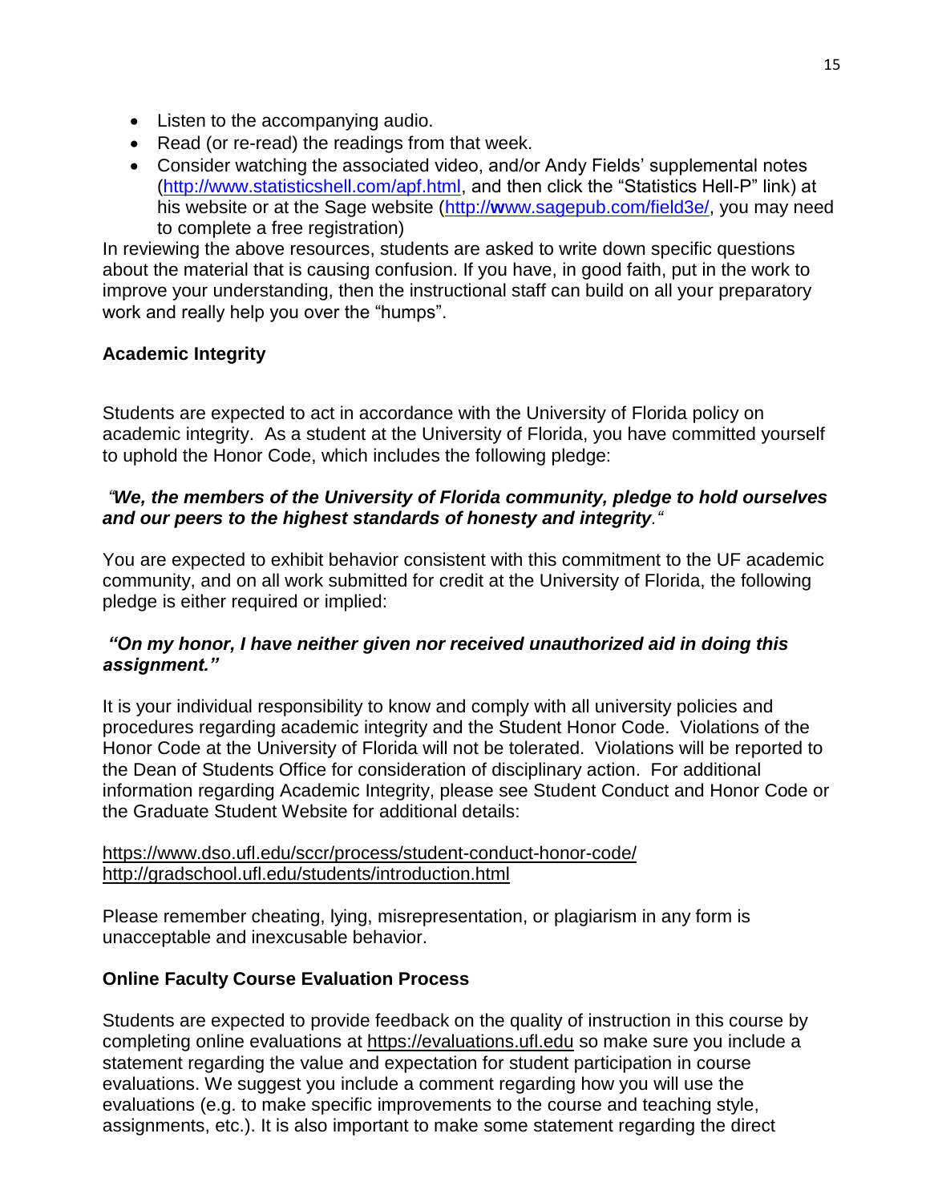- Listen to the accompanying audio.
- Read (or re-read) the readings from that week.
- Consider watching the associated video, and/or Andy Fields' supplemental notes (http://www.statisticshell.com/apf.html, and then click the "Statistics Hell-P" link) at his website or at the Sage website (http://www.sagepub.com/field3e/, you may need to complete a free registration)

In reviewing the above resources, students are asked to write down specific questions about the material that is causing confusion. If you have, in good faith, put in the work to improve your understanding, then the instructional staff can build on all your preparatory work and really help you over the "humps".

**Academic Integrity**

Students are expected to act in accordance with the University of Florida policy on academic integrity. As a student at the University of Florida, you have committed yourself to uphold the Honor Code, which includes the following pledge:

*"**We, the members of the University of Florida community, pledge to hold ourselves and our peers to the highest standards of honesty and integrity**."*

You are expected to exhibit behavior consistent with this commitment to the UF academic community, and on all work submitted for credit at the University of Florida, the following pledge is either required or implied:

***"On my honor, I have neither given nor received unauthorized aid in doing this assignment."***

It is your individual responsibility to know and comply with all university policies and procedures regarding academic integrity and the Student Honor Code. Violations of the Honor Code at the University of Florida will not be tolerated. Violations will be reported to the Dean of Students Office for consideration of disciplinary action. For additional information regarding Academic Integrity, please see Student Conduct and Honor Code or the Graduate Student Website for additional details:

https://www.dso.ufl.edu/sccr/process/student-conduct-honor-code/
http://gradschool.ufl.edu/students/introduction.html

Please remember cheating, lying, misrepresentation, or plagiarism in any form is unacceptable and inexcusable behavior.

**Online Faculty Course Evaluation Process**

Students are expected to provide feedback on the quality of instruction in this course by completing online evaluations at https://evaluations.ufl.edu so make sure you include a statement regarding the value and expectation for student participation in course evaluations. We suggest you include a comment regarding how you will use the evaluations (e.g. to make specific improvements to the course and teaching style, assignments, etc.). It is also important to make some statement regarding the direct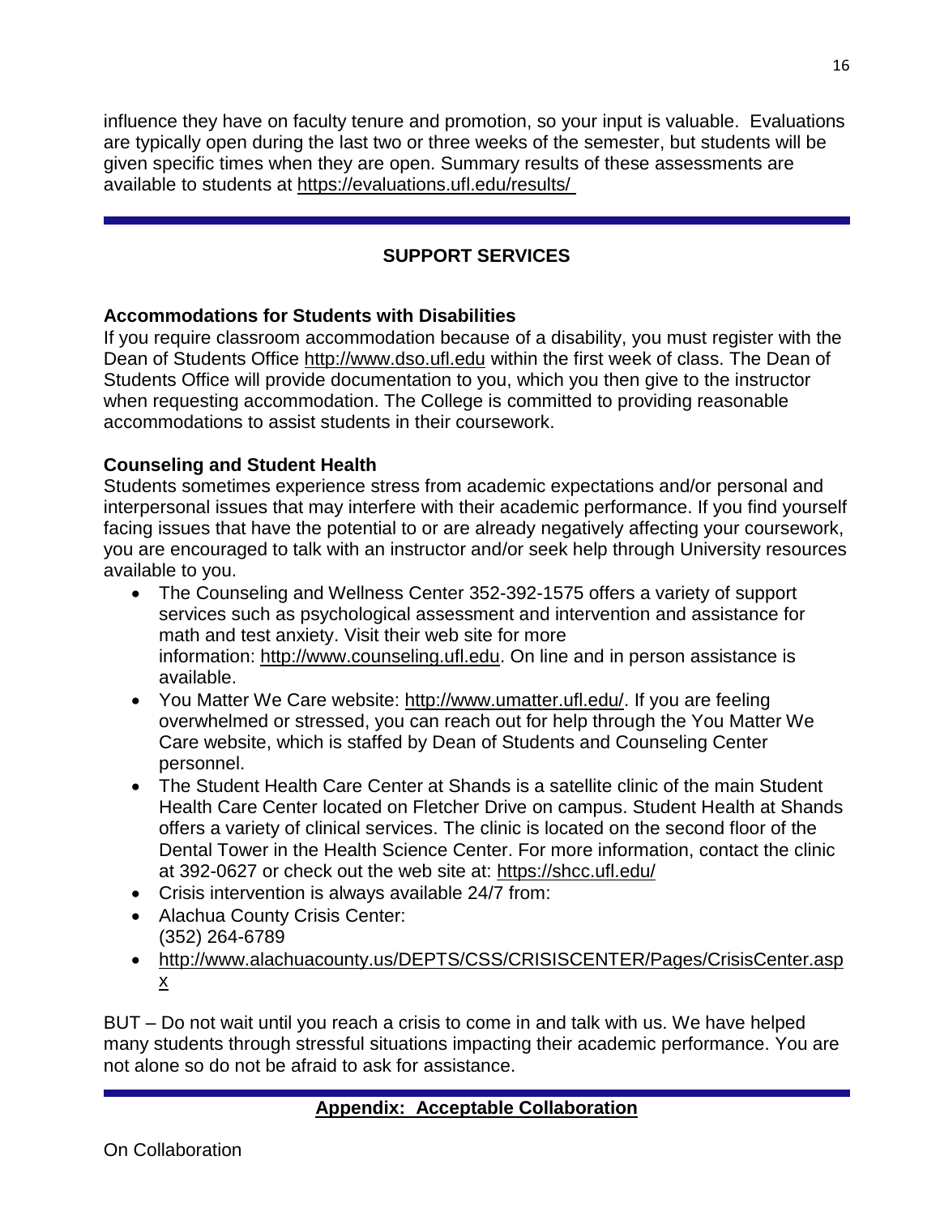influence they have on faculty tenure and promotion, so your input is valuable. Evaluations are typically open during the last two or three weeks of the semester, but students will be given specific times when they are open. Summary results of these assessments are available to students at https://evaluations.ufl.edu/results/

---

## SUPPORT SERVICES

**Accommodations for Students with Disabilities**
If you require classroom accommodation because of a disability, you must register with the Dean of Students Office http://www.dso.ufl.edu within the first week of class. The Dean of Students Office will provide documentation to you, which you then give to the instructor when requesting accommodation. The College is committed to providing reasonable accommodations to assist students in their coursework.

**Counseling and Student Health**
Students sometimes experience stress from academic expectations and/or personal and interpersonal issues that may interfere with their academic performance. If you find yourself facing issues that have the potential to or are already negatively affecting your coursework, you are encouraged to talk with an instructor and/or seek help through University resources available to you.

- The Counseling and Wellness Center 352-392-1575 offers a variety of support services such as psychological assessment and intervention and assistance for math and test anxiety. Visit their web site for more information: http://www.counseling.ufl.edu. On line and in person assistance is available.
- You Matter We Care website: http://www.umatter.ufl.edu/. If you are feeling overwhelmed or stressed, you can reach out for help through the You Matter We Care website, which is staffed by Dean of Students and Counseling Center personnel.
- The Student Health Care Center at Shands is a satellite clinic of the main Student Health Care Center located on Fletcher Drive on campus. Student Health at Shands offers a variety of clinical services. The clinic is located on the second floor of the Dental Tower in the Health Science Center. For more information, contact the clinic at 392-0627 or check out the web site at: https://shcc.ufl.edu/
- Crisis intervention is always available 24/7 from:
- Alachua County Crisis Center:
  (352) 264-6789
- http://www.alachuacounty.us/DEPTS/CSS/CRISISCENTER/Pages/CrisisCenter.aspx

BUT – Do not wait until you reach a crisis to come in and talk with us. We have helped many students through stressful situations impacting their academic performance. You are not alone so do not be afraid to ask for assistance.

---

## Appendix: Acceptable Collaboration

On Collaboration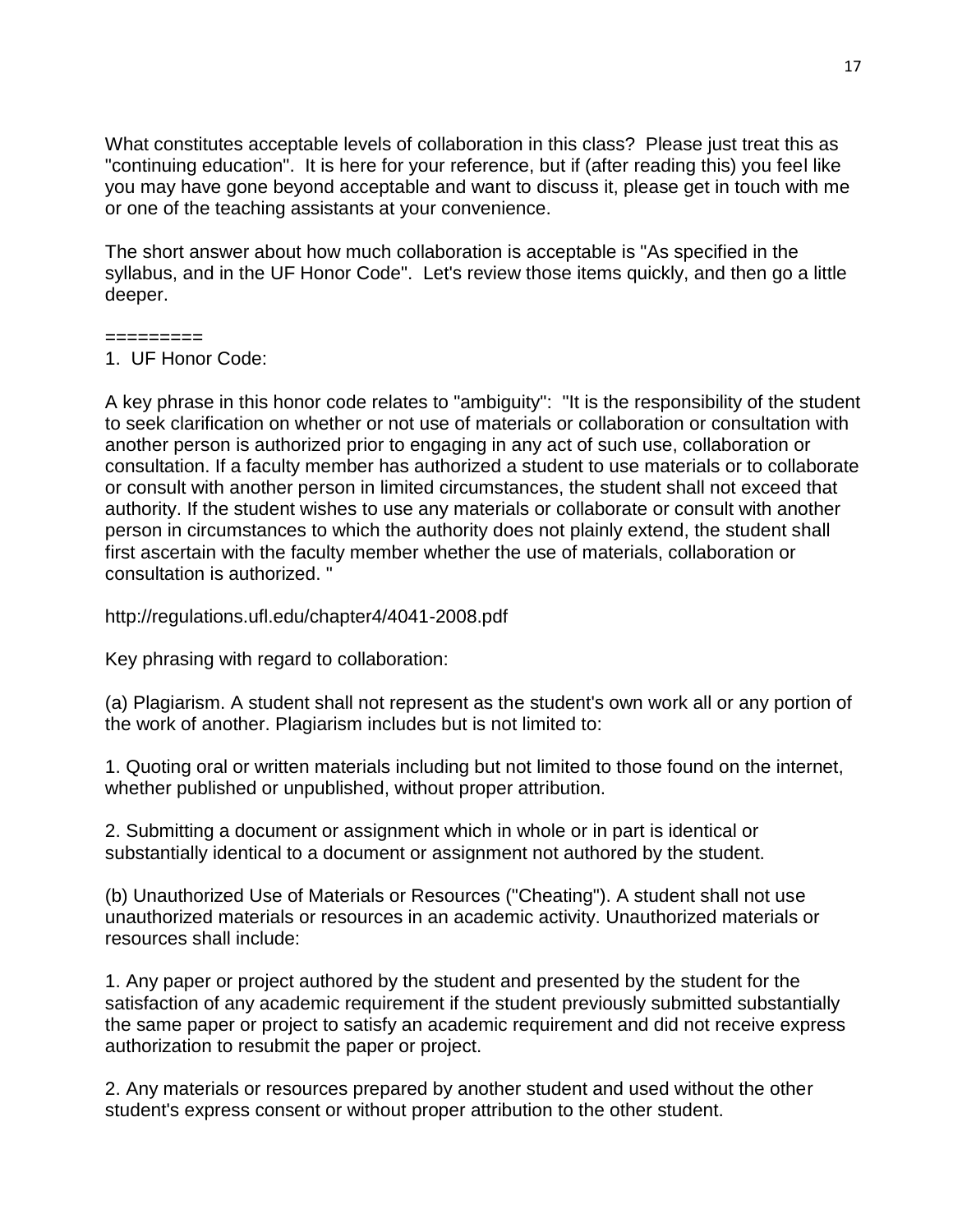What constitutes acceptable levels of collaboration in this class? Please just treat this as "continuing education". It is here for your reference, but if (after reading this) you feel like you may have gone beyond acceptable and want to discuss it, please get in touch with me or one of the teaching assistants at your convenience.

The short answer about how much collaboration is acceptable is "As specified in the syllabus, and in the UF Honor Code". Let's review those items quickly, and then go a little deeper.

=========

1. UF Honor Code:

A key phrase in this honor code relates to "ambiguity": "It is the responsibility of the student to seek clarification on whether or not use of materials or collaboration or consultation with another person is authorized prior to engaging in any act of such use, collaboration or consultation. If a faculty member has authorized a student to use materials or to collaborate or consult with another person in limited circumstances, the student shall not exceed that authority. If the student wishes to use any materials or collaborate or consult with another person in circumstances to which the authority does not plainly extend, the student shall first ascertain with the faculty member whether the use of materials, collaboration or consultation is authorized. "

http://regulations.ufl.edu/chapter4/4041-2008.pdf

Key phrasing with regard to collaboration:

(a) Plagiarism. A student shall not represent as the student's own work all or any portion of the work of another. Plagiarism includes but is not limited to:

1. Quoting oral or written materials including but not limited to those found on the internet, whether published or unpublished, without proper attribution.

2. Submitting a document or assignment which in whole or in part is identical or substantially identical to a document or assignment not authored by the student.

(b) Unauthorized Use of Materials or Resources ("Cheating"). A student shall not use unauthorized materials or resources in an academic activity. Unauthorized materials or resources shall include:

1. Any paper or project authored by the student and presented by the student for the satisfaction of any academic requirement if the student previously submitted substantially the same paper or project to satisfy an academic requirement and did not receive express authorization to resubmit the paper or project.

2. Any materials or resources prepared by another student and used without the other student's express consent or without proper attribution to the other student.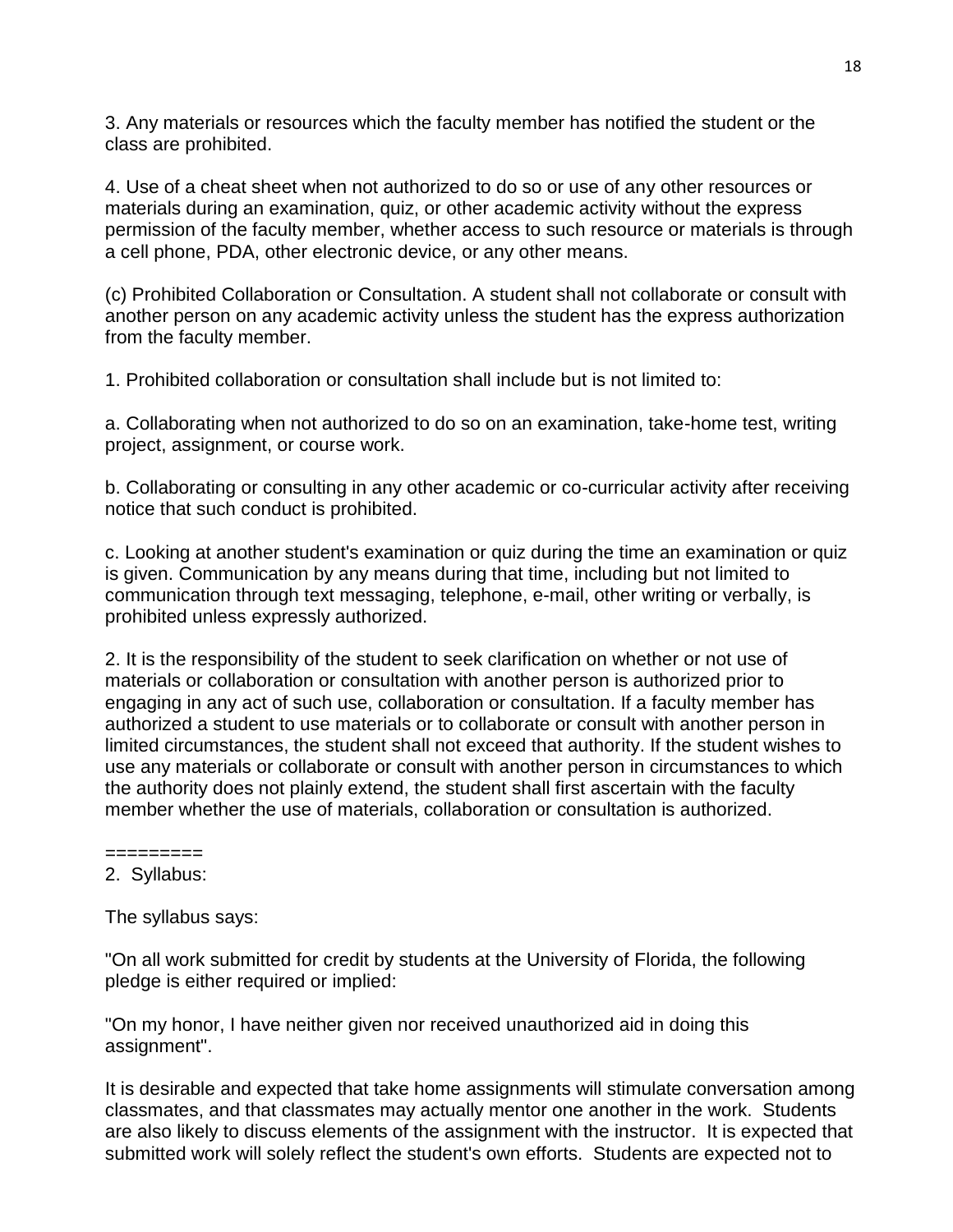3. Any materials or resources which the faculty member has notified the student or the class are prohibited.

4. Use of a cheat sheet when not authorized to do so or use of any other resources or materials during an examination, quiz, or other academic activity without the express permission of the faculty member, whether access to such resource or materials is through a cell phone, PDA, other electronic device, or any other means.

(c) Prohibited Collaboration or Consultation. A student shall not collaborate or consult with another person on any academic activity unless the student has the express authorization from the faculty member.

1. Prohibited collaboration or consultation shall include but is not limited to:

a. Collaborating when not authorized to do so on an examination, take-home test, writing project, assignment, or course work.

b. Collaborating or consulting in any other academic or co-curricular activity after receiving notice that such conduct is prohibited.

c. Looking at another student's examination or quiz during the time an examination or quiz is given. Communication by any means during that time, including but not limited to communication through text messaging, telephone, e-mail, other writing or verbally, is prohibited unless expressly authorized.

2. It is the responsibility of the student to seek clarification on whether or not use of materials or collaboration or consultation with another person is authorized prior to engaging in any act of such use, collaboration or consultation. If a faculty member has authorized a student to use materials or to collaborate or consult with another person in limited circumstances, the student shall not exceed that authority. If the student wishes to use any materials or collaborate or consult with another person in circumstances to which the authority does not plainly extend, the student shall first ascertain with the faculty member whether the use of materials, collaboration or consultation is authorized.

=========

2. Syllabus:

The syllabus says:

"On all work submitted for credit by students at the University of Florida, the following pledge is either required or implied:

"On my honor, I have neither given nor received unauthorized aid in doing this assignment".

It is desirable and expected that take home assignments will stimulate conversation among classmates, and that classmates may actually mentor one another in the work. Students are also likely to discuss elements of the assignment with the instructor. It is expected that submitted work will solely reflect the student's own efforts. Students are expected not to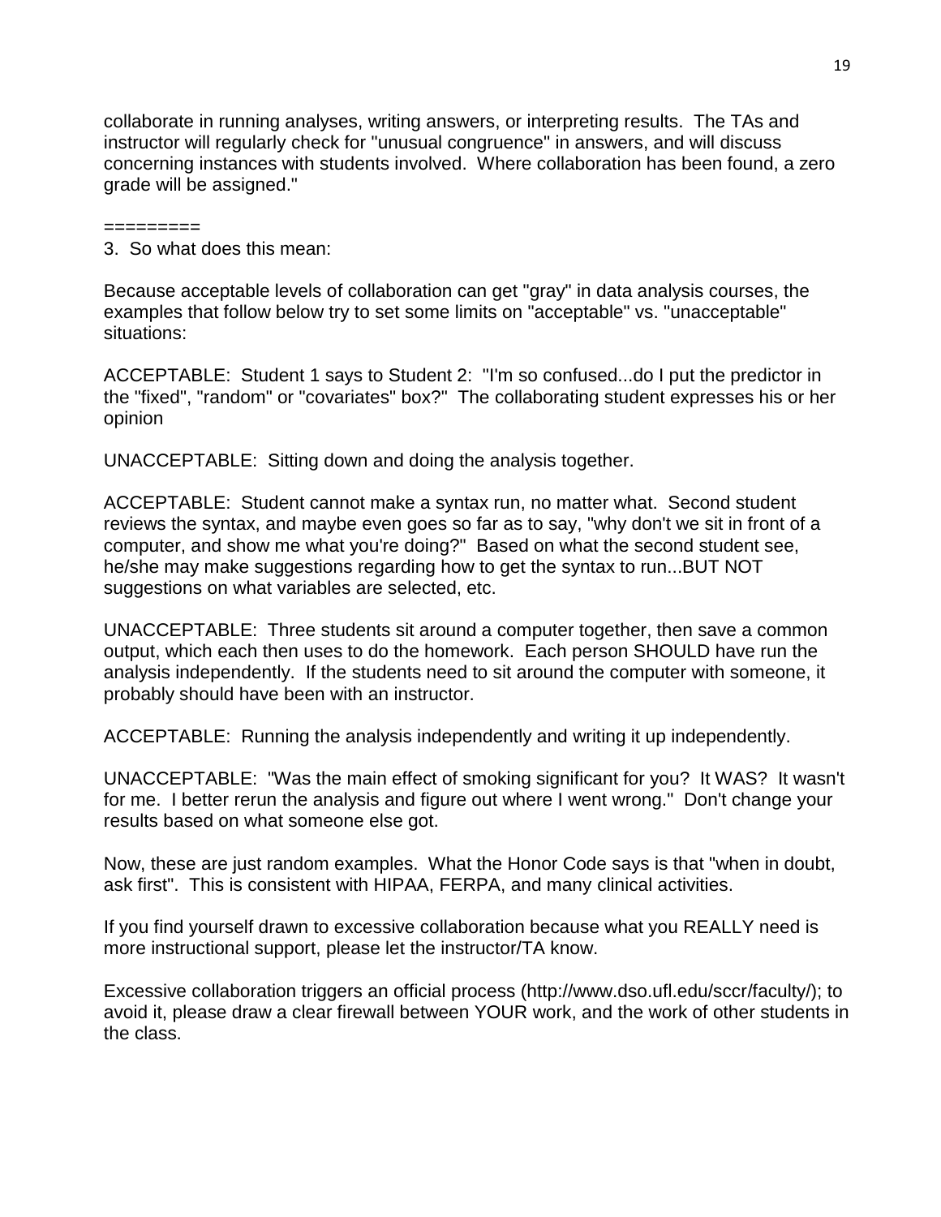collaborate in running analyses, writing answers, or interpreting results. The TAs and instructor will regularly check for "unusual congruence" in answers, and will discuss concerning instances with students involved. Where collaboration has been found, a zero grade will be assigned."

=========

3. So what does this mean:

Because acceptable levels of collaboration can get "gray" in data analysis courses, the examples that follow below try to set some limits on "acceptable" vs. "unacceptable" situations:

ACCEPTABLE: Student 1 says to Student 2: "I'm so confused...do I put the predictor in the "fixed", "random" or "covariates" box?" The collaborating student expresses his or her opinion

UNACCEPTABLE: Sitting down and doing the analysis together.

ACCEPTABLE: Student cannot make a syntax run, no matter what. Second student reviews the syntax, and maybe even goes so far as to say, "why don't we sit in front of a computer, and show me what you're doing?" Based on what the second student see, he/she may make suggestions regarding how to get the syntax to run...BUT NOT suggestions on what variables are selected, etc.

UNACCEPTABLE: Three students sit around a computer together, then save a common output, which each then uses to do the homework. Each person SHOULD have run the analysis independently. If the students need to sit around the computer with someone, it probably should have been with an instructor.

ACCEPTABLE: Running the analysis independently and writing it up independently.

UNACCEPTABLE: "Was the main effect of smoking significant for you? It WAS? It wasn't for me. I better rerun the analysis and figure out where I went wrong." Don't change your results based on what someone else got.

Now, these are just random examples. What the Honor Code says is that "when in doubt, ask first". This is consistent with HIPAA, FERPA, and many clinical activities.

If you find yourself drawn to excessive collaboration because what you REALLY need is more instructional support, please let the instructor/TA know.

Excessive collaboration triggers an official process (http://www.dso.ufl.edu/sccr/faculty/); to avoid it, please draw a clear firewall between YOUR work, and the work of other students in the class.